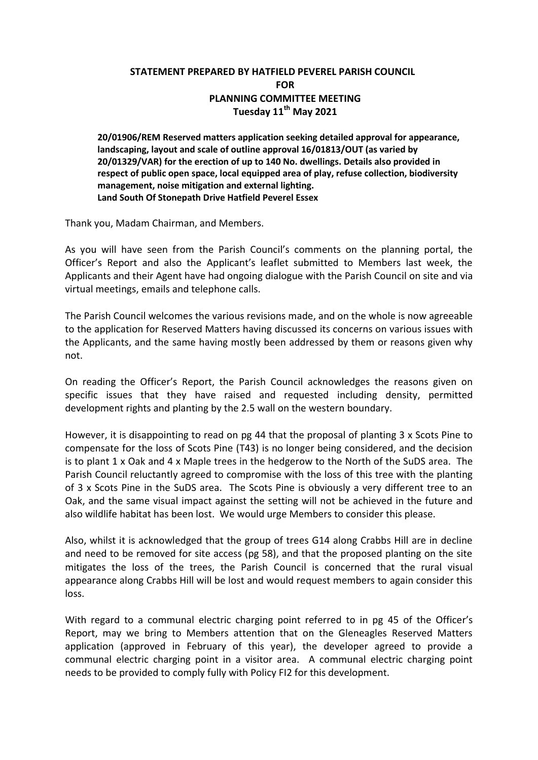# STATEMENT PREPARED BY HATFIELD PEVEREL PARISH COUNCIL FOR PLANNING COMMITTEE MEETING Tuesday 11th May 2021

**20/01906/REM Reserved matters application seeking detailed approval for appearance, landscaping, layout and scale of outline approval 16/01813/OUT (as varied by 20/01329/VAR) for the erection of up to 140 No. dwellings. Details also provided in respect of public open space, local equipped area of play, refuse collection, biodiversity management, noise mitigation and external lighting.**
**Land South Of Stonepath Drive Hatfield Peverel Essex**

Thank you, Madam Chairman, and Members.

As you will have seen from the Parish Council's comments on the planning portal, the Officer's Report and also the Applicant's leaflet submitted to Members last week, the Applicants and their Agent have had ongoing dialogue with the Parish Council on site and via virtual meetings, emails and telephone calls.

The Parish Council welcomes the various revisions made, and on the whole is now agreeable to the application for Reserved Matters having discussed its concerns on various issues with the Applicants, and the same having mostly been addressed by them or reasons given why not.

On reading the Officer's Report, the Parish Council acknowledges the reasons given on specific issues that they have raised and requested including density, permitted development rights and planting by the 2.5 wall on the western boundary.

However, it is disappointing to read on pg 44 that the proposal of planting 3 x Scots Pine to compensate for the loss of Scots Pine (T43) is no longer being considered, and the decision is to plant 1 x Oak and 4 x Maple trees in the hedgerow to the North of the SuDS area. The Parish Council reluctantly agreed to compromise with the loss of this tree with the planting of 3 x Scots Pine in the SuDS area. The Scots Pine is obviously a very different tree to an Oak, and the same visual impact against the setting will not be achieved in the future and also wildlife habitat has been lost. We would urge Members to consider this please.

Also, whilst it is acknowledged that the group of trees G14 along Crabbs Hill are in decline and need to be removed for site access (pg 58), and that the proposed planting on the site mitigates the loss of the trees, the Parish Council is concerned that the rural visual appearance along Crabbs Hill will be lost and would request members to again consider this loss.

With regard to a communal electric charging point referred to in pg 45 of the Officer's Report, may we bring to Members attention that on the Gleneagles Reserved Matters application (approved in February of this year), the developer agreed to provide a communal electric charging point in a visitor area. A communal electric charging point needs to be provided to comply fully with Policy FI2 for this development.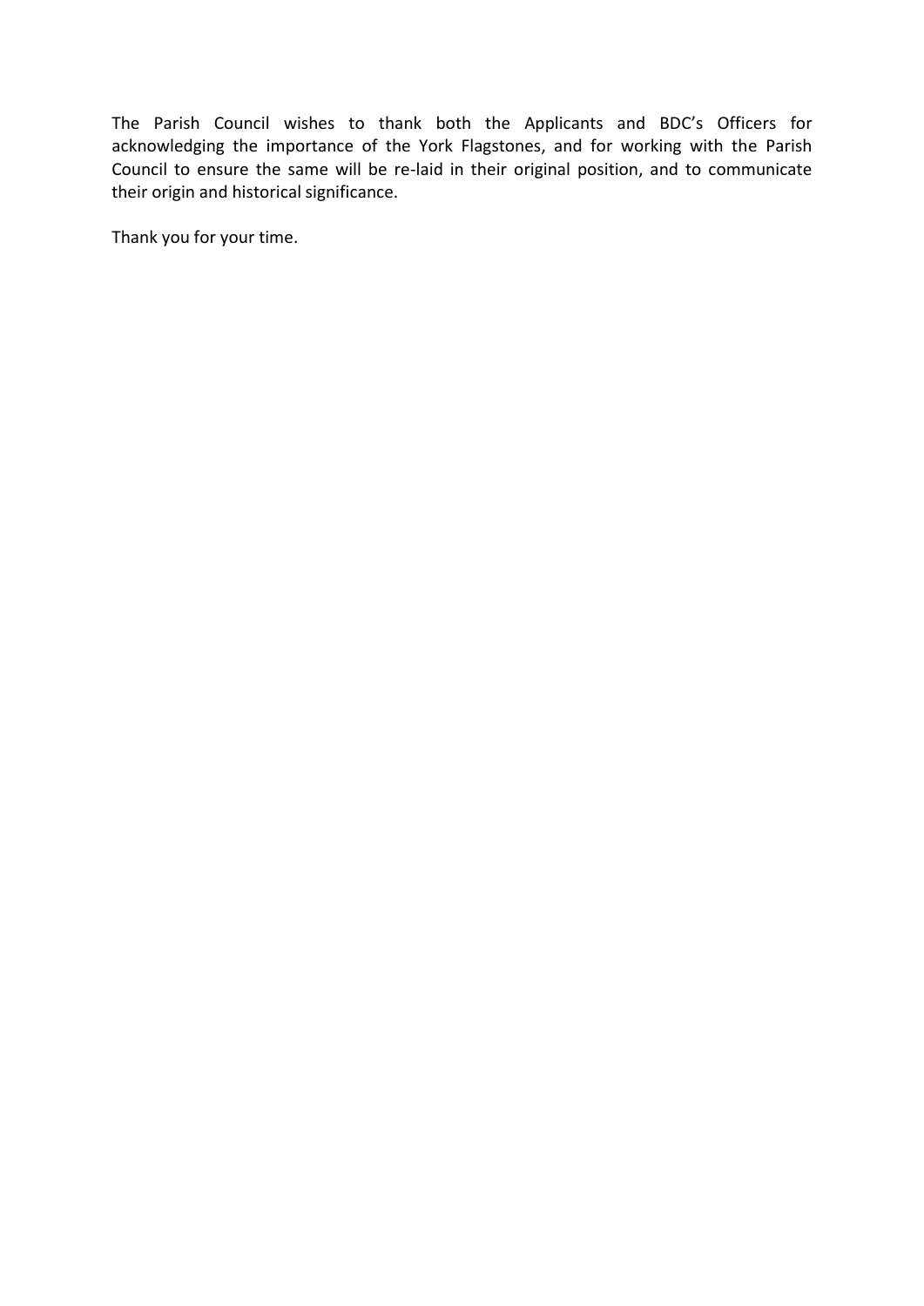The Parish Council wishes to thank both the Applicants and BDC's Officers for acknowledging the importance of the York Flagstones, and for working with the Parish Council to ensure the same will be re-laid in their original position, and to communicate their origin and historical significance.

Thank you for your time.